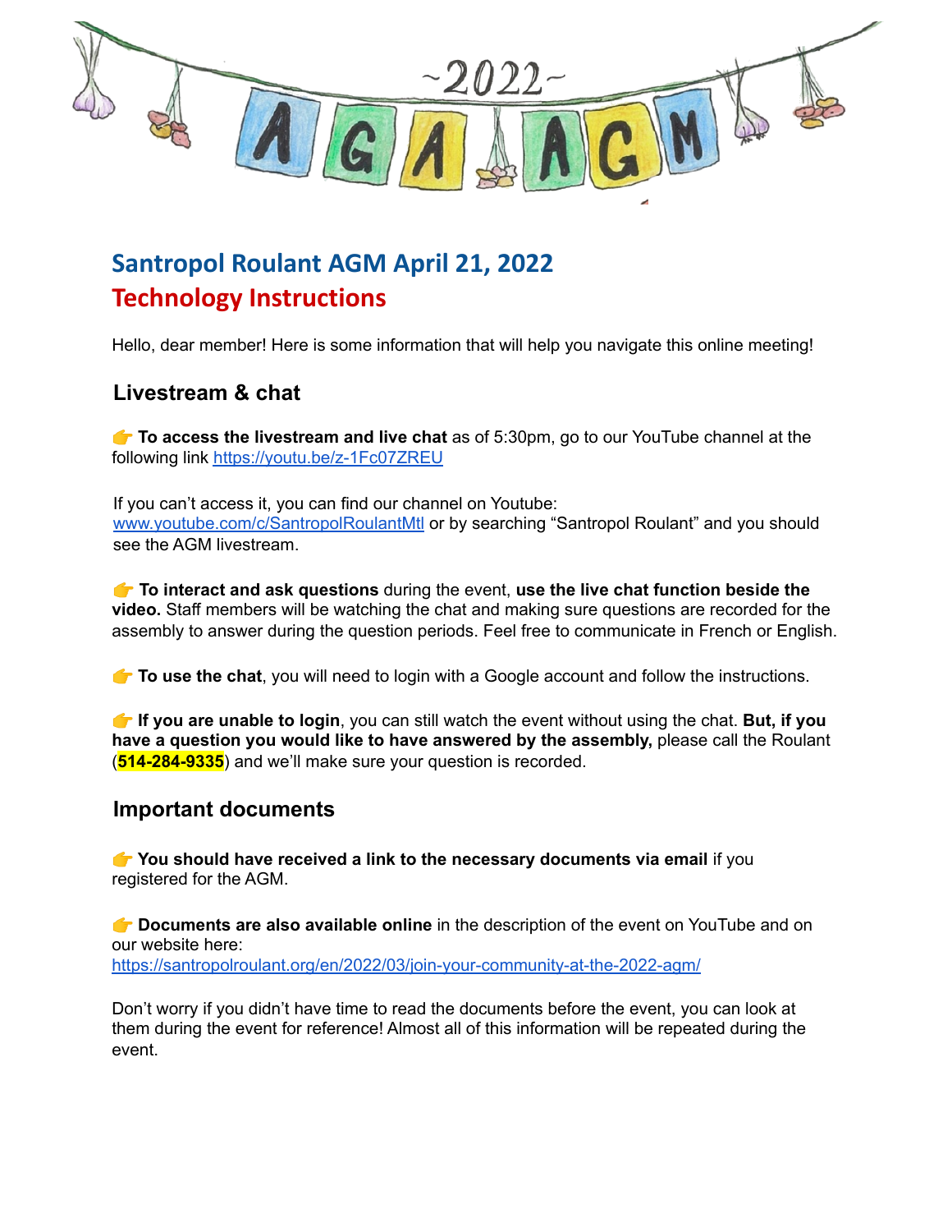~2022~

AGA AGM

## Santropol Roulant AGM April 21, 2022
## Technology Instructions

Hello, dear member! Here is some information that will help you navigate this online meeting!

### Livestream & chat

👉 **To access the livestream and live chat** as of 5:30pm, go to our YouTube channel at the following link https://youtu.be/z-1Fc07ZREU

If you can't access it, you can find our channel on Youtube: www.youtube.com/c/SantropolRoulantMtl or by searching "Santropol Roulant" and you should see the AGM livestream.

👉 **To interact and ask questions** during the event, **use the live chat function beside the video.** Staff members will be watching the chat and making sure questions are recorded for the assembly to answer during the question periods. Feel free to communicate in French or English.

👉 **To use the chat**, you will need to login with a Google account and follow the instructions.

👉 **If you are unable to login**, you can still watch the event without using the chat. **But, if you have a question you would like to have answered by the assembly,** please call the Roulant (**514-284-9335**) and we'll make sure your question is recorded.

### Important documents

👉 **You should have received a link to the necessary documents via email** if you registered for the AGM.

👉 **Documents are also available online** in the description of the event on YouTube and on our website here:
https://santropolroulant.org/en/2022/03/join-your-community-at-the-2022-agm/

Don't worry if you didn't have time to read the documents before the event, you can look at them during the event for reference! Almost all of this information will be repeated during the event.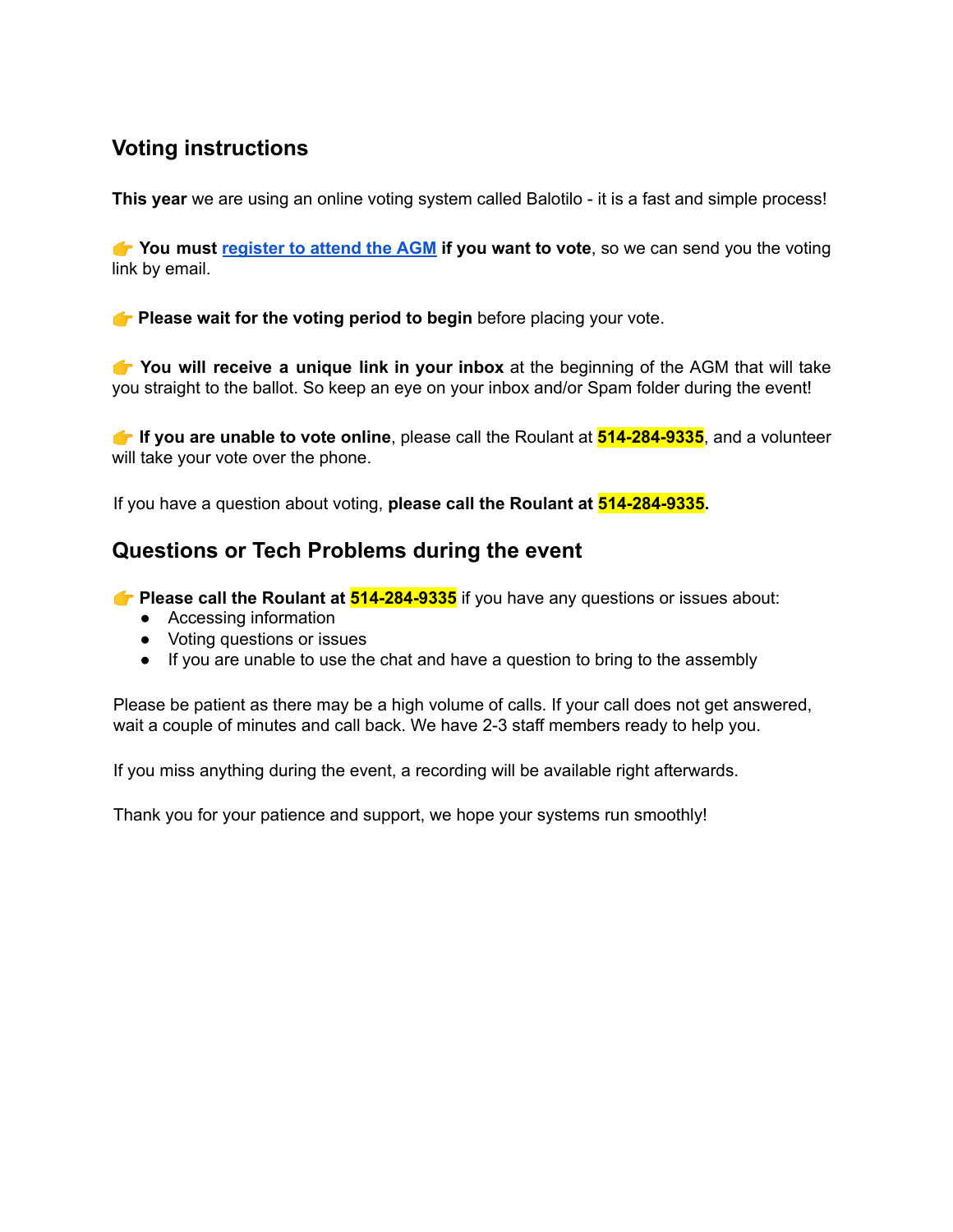## Voting instructions

**This year** we are using an online voting system called Balotilo - it is a fast and simple process!

👉 **You must** [register to attend the AGM]() **if you want to vote**, so we can send you the voting link by email.

👉 **Please wait for the voting period to begin** before placing your vote.

👉 **You will receive a unique link in your inbox** at the beginning of the AGM that will take you straight to the ballot. So keep an eye on your inbox and/or Spam folder during the event!

👉 **If you are unable to vote online**, please call the Roulant at **514-284-9335**, and a volunteer will take your vote over the phone.

If you have a question about voting, **please call the Roulant at 514-284-9335.**

## Questions or Tech Problems during the event

👉 **Please call the Roulant at 514-284-9335** if you have any questions or issues about:

- Accessing information
- Voting questions or issues
- If you are unable to use the chat and have a question to bring to the assembly

Please be patient as there may be a high volume of calls. If your call does not get answered, wait a couple of minutes and call back. We have 2-3 staff members ready to help you.

If you miss anything during the event, a recording will be available right afterwards.

Thank you for your patience and support, we hope your systems run smoothly!